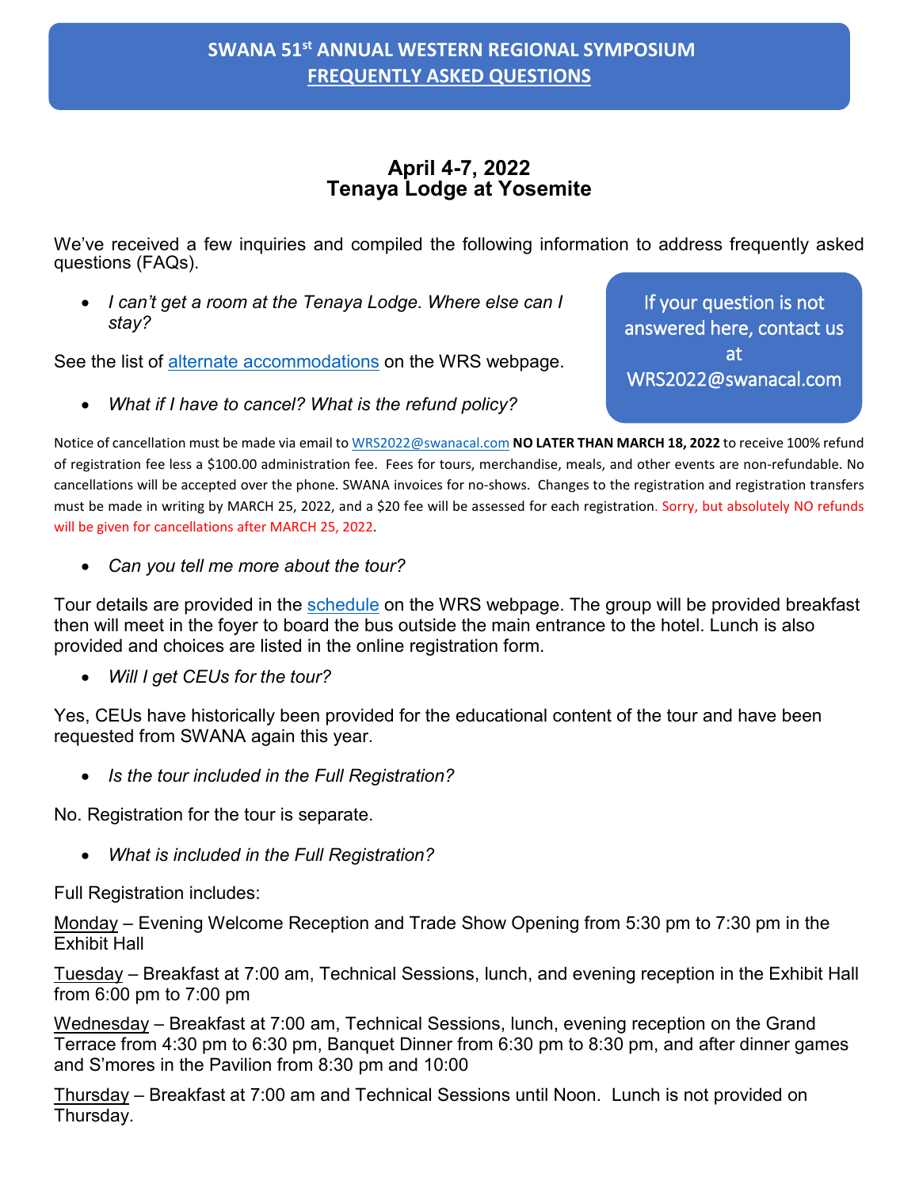# SWANA 51st ANNUAL WESTERN REGIONAL SYMPOSIUM

## FREQUENTLY ASKED QUESTIONS

### April 4-7, 2022
### Tenaya Lodge at Yosemite

We've received a few inquiries and compiled the following information to address frequently asked questions (FAQs).

If your question is not answered here, contact us at WRS2022@swanacal.com

- *I can't get a room at the Tenaya Lodge. Where else can I stay?*

See the list of alternate accommodations on the WRS webpage.

- *What if I have to cancel? What is the refund policy?*

Notice of cancellation must be made via email to WRS2022@swanacal.com **NO LATER THAN MARCH 18, 2022** to receive 100% refund of registration fee less a $100.00 administration fee. Fees for tours, merchandise, meals, and other events are non-refundable. No cancellations will be accepted over the phone. SWANA invoices for no-shows. Changes to the registration and registration transfers must be made in writing by MARCH 25, 2022, and a $20 fee will be assessed for each registration. Sorry, but absolutely NO refunds will be given for cancellations after MARCH 25, 2022.

- *Can you tell me more about the tour?*

Tour details are provided in the schedule on the WRS webpage. The group will be provided breakfast then will meet in the foyer to board the bus outside the main entrance to the hotel. Lunch is also provided and choices are listed in the online registration form.

- *Will I get CEUs for the tour?*

Yes, CEUs have historically been provided for the educational content of the tour and have been requested from SWANA again this year.

- *Is the tour included in the Full Registration?*

No. Registration for the tour is separate.

- *What is included in the Full Registration?*

Full Registration includes:

Monday – Evening Welcome Reception and Trade Show Opening from 5:30 pm to 7:30 pm in the Exhibit Hall

Tuesday – Breakfast at 7:00 am, Technical Sessions, lunch, and evening reception in the Exhibit Hall from 6:00 pm to 7:00 pm

Wednesday – Breakfast at 7:00 am, Technical Sessions, lunch, evening reception on the Grand Terrace from 4:30 pm to 6:30 pm, Banquet Dinner from 6:30 pm to 8:30 pm, and after dinner games and S'mores in the Pavilion from 8:30 pm and 10:00

Thursday – Breakfast at 7:00 am and Technical Sessions until Noon. Lunch is not provided on Thursday.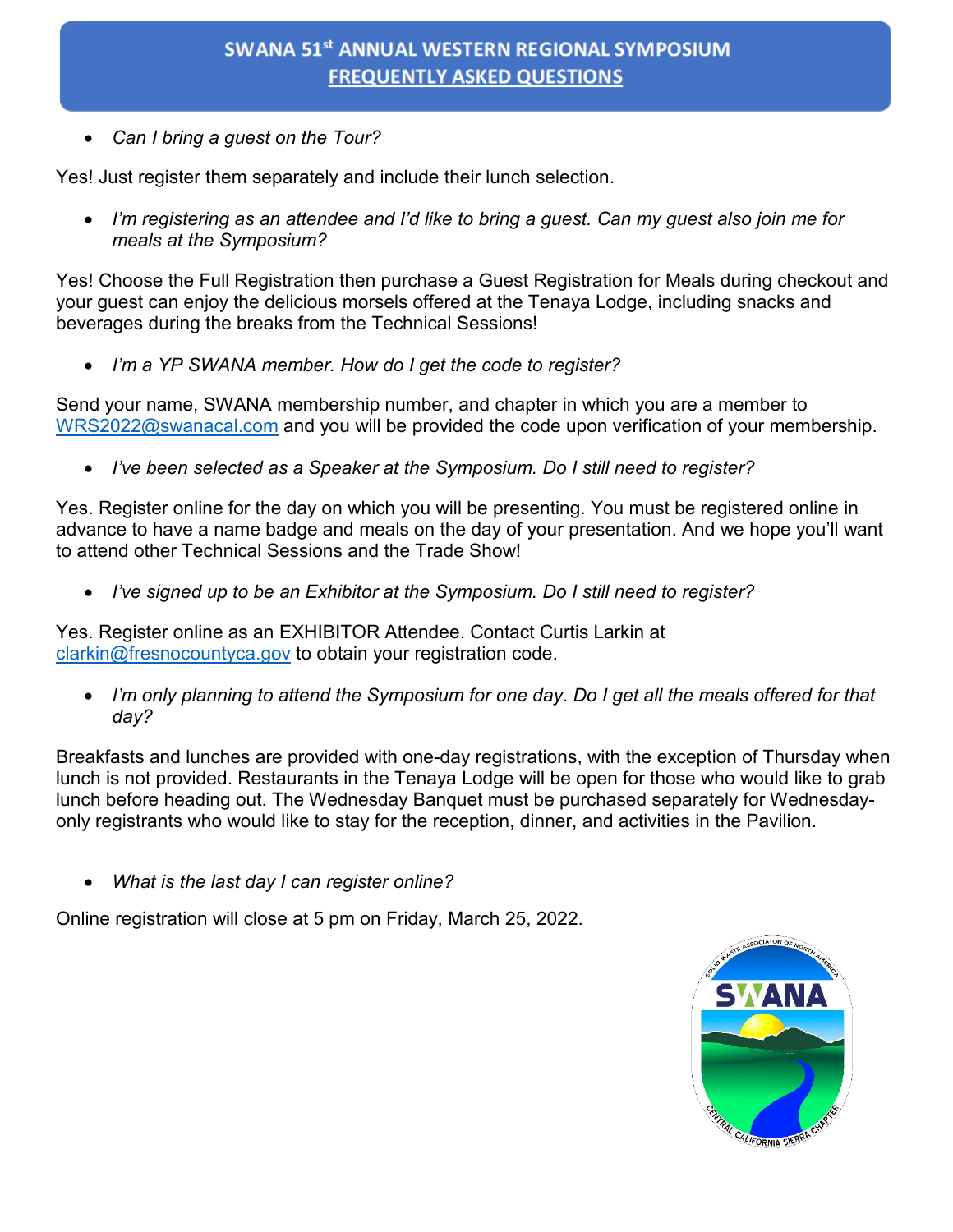# SWANA 51st ANNUAL WESTERN REGIONAL SYMPOSIUM

## FREQUENTLY ASKED QUESTIONS

- *Can I bring a guest on the Tour?*

Yes! Just register them separately and include their lunch selection.

- *I'm registering as an attendee and I'd like to bring a guest. Can my guest also join me for meals at the Symposium?*

Yes! Choose the Full Registration then purchase a Guest Registration for Meals during checkout and your guest can enjoy the delicious morsels offered at the Tenaya Lodge, including snacks and beverages during the breaks from the Technical Sessions!

- *I'm a YP SWANA member. How do I get the code to register?*

Send your name, SWANA membership number, and chapter in which you are a member to WRS2022@swanacal.com and you will be provided the code upon verification of your membership.

- *I've been selected as a Speaker at the Symposium. Do I still need to register?*

Yes. Register online for the day on which you will be presenting. You must be registered online in advance to have a name badge and meals on the day of your presentation. And we hope you'll want to attend other Technical Sessions and the Trade Show!

- *I've signed up to be an Exhibitor at the Symposium. Do I still need to register?*

Yes. Register online as an EXHIBITOR Attendee. Contact Curtis Larkin at clarkin@fresnocountyca.gov to obtain your registration code.

- *I'm only planning to attend the Symposium for one day. Do I get all the meals offered for that day?*

Breakfasts and lunches are provided with one-day registrations, with the exception of Thursday when lunch is not provided. Restaurants in the Tenaya Lodge will be open for those who would like to grab lunch before heading out. The Wednesday Banquet must be purchased separately for Wednesday-only registrants who would like to stay for the reception, dinner, and activities in the Pavilion.

- *What is the last day I can register online?*

Online registration will close at 5 pm on Friday, March 25, 2022.